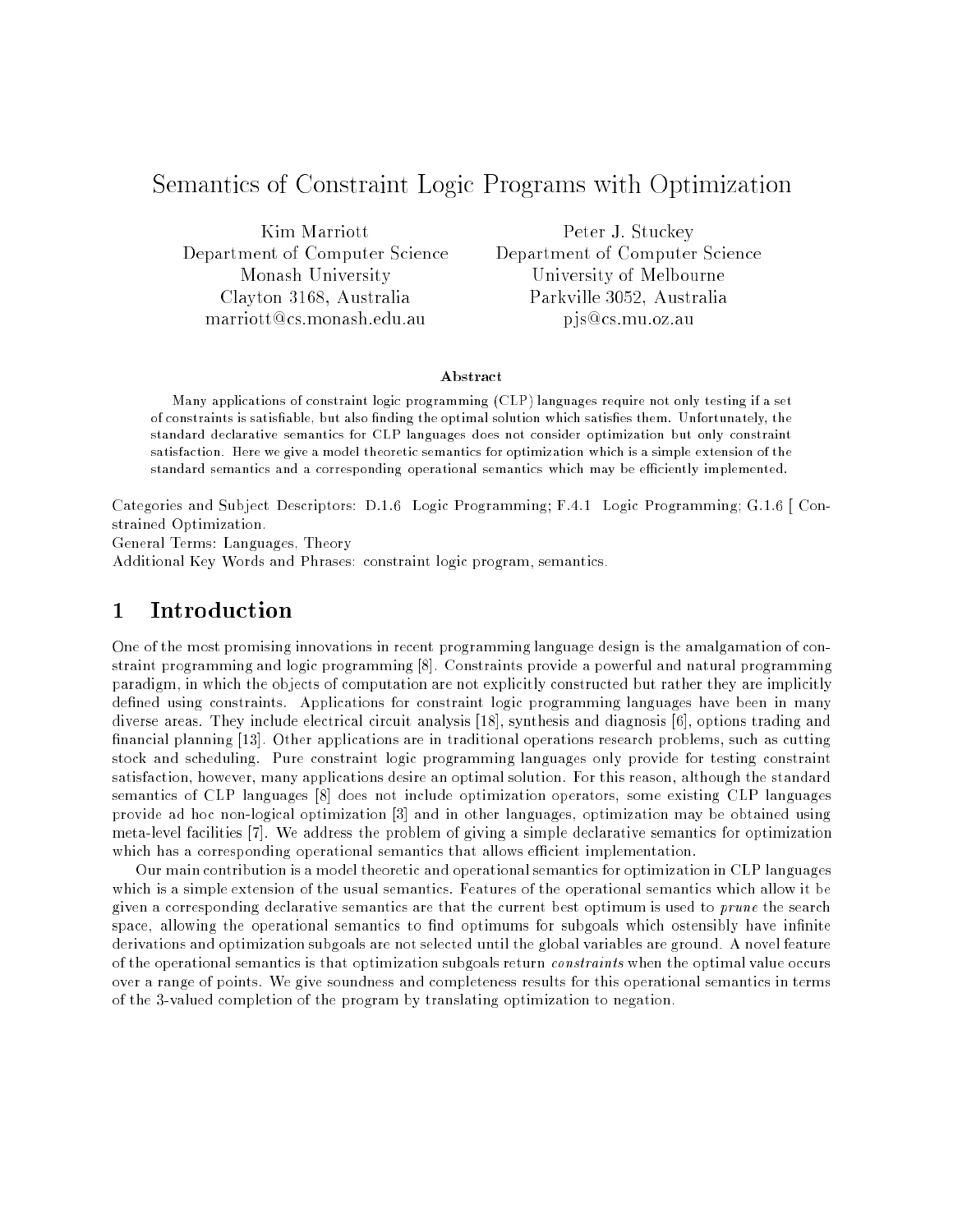# Semantics of Constraint Logic Programs with Optimization

Kim Marriott
Department of Computer Science
Monash University
Clayton 3168, Australia
marriott@cs.monash.edu.au

Peter J. Stuckey
Department of Computer Science
University of Melbourne
Parkville 3052, Australia
pjs@cs.mu.oz.au

### Abstract

Many applications of constraint logic programming (CLP) languages require not only testing if a set of constraints is satisfiable, but also finding the optimal solution which satisfies them. Unfortunately, the standard declarative semantics for CLP languages does not consider optimization but only constraint satisfaction. Here we give a model theoretic semantics for optimization which is a simple extension of the standard semantics and a corresponding operational semantics which may be efficiently implemented.

Categories and Subject Descriptors: D.1.6 Logic Programming; F.4.1 Logic Programming; G.1.6 [ Constrained Optimization.
General Terms: Languages, Theory
Additional Key Words and Phrases: constraint logic program, semantics.

## 1 Introduction

One of the most promising innovations in recent programming language design is the amalgamation of constraint programming and logic programming [8]. Constraints provide a powerful and natural programming paradigm, in which the objects of computation are not explicitly constructed but rather they are implicitly defined using constraints. Applications for constraint logic programming languages have been in many diverse areas. They include electrical circuit analysis [18], synthesis and diagnosis [6], options trading and financial planning [13]. Other applications are in traditional operations research problems, such as cutting stock and scheduling. Pure constraint logic programming languages only provide for testing constraint satisfaction, however, many applications desire an optimal solution. For this reason, although the standard semantics of CLP languages [8] does not include optimization operators, some existing CLP languages provide ad hoc non-logical optimization [3] and in other languages, optimization may be obtained using meta-level facilities [7]. We address the problem of giving a simple declarative semantics for optimization which has a corresponding operational semantics that allows efficient implementation.

Our main contribution is a model theoretic and operational semantics for optimization in CLP languages which is a simple extension of the usual semantics. Features of the operational semantics which allow it be given a corresponding declarative semantics are that the current best optimum is used to *prune* the search space, allowing the operational semantics to find optimums for subgoals which ostensibly have infinite derivations and optimization subgoals are not selected until the global variables are ground. A novel feature of the operational semantics is that optimization subgoals return *constraints* when the optimal value occurs over a range of points. We give soundness and completeness results for this operational semantics in terms of the 3-valued completion of the program by translating optimization to negation.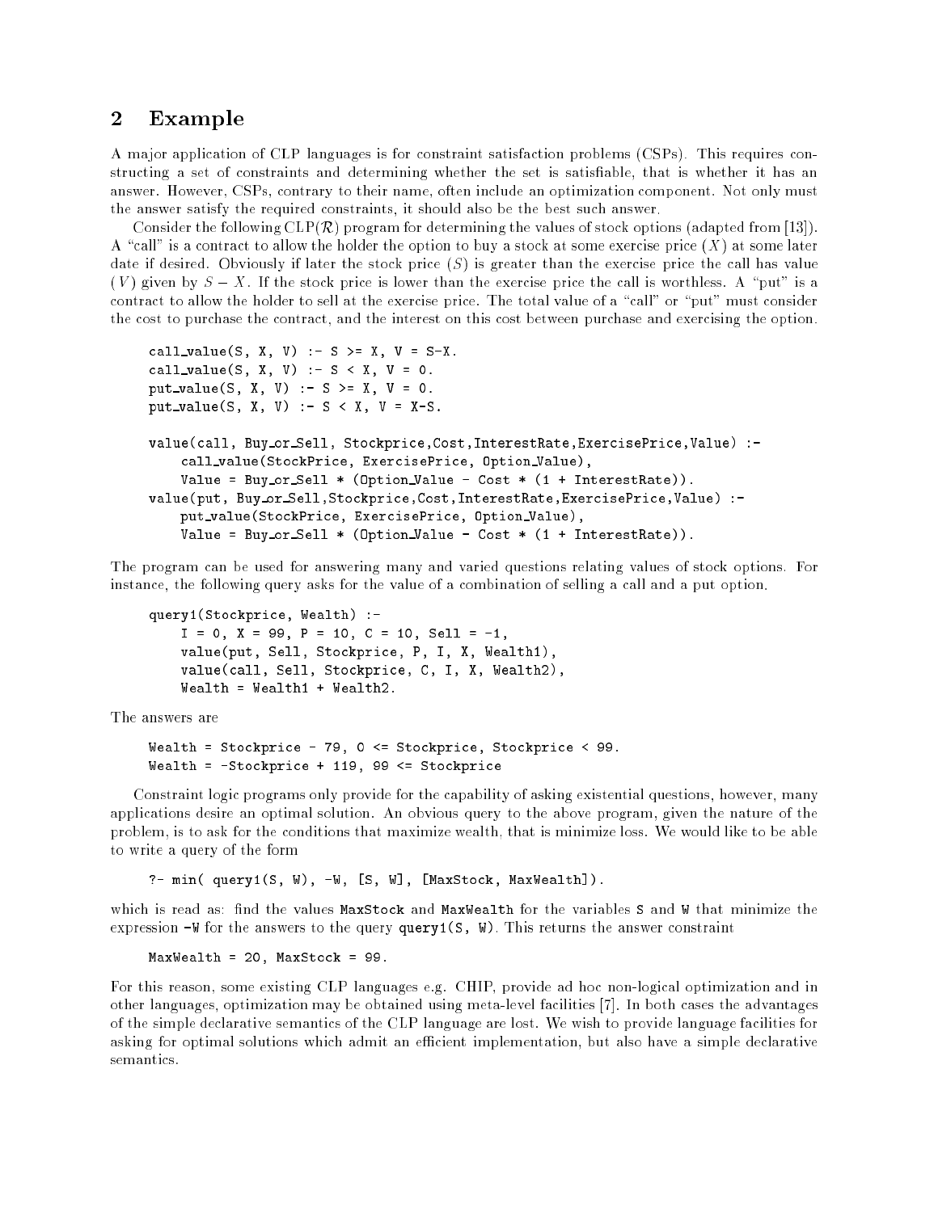## 2 Example

A major application of CLP languages is for constraint satisfaction problems (CSPs). This requires constructing a set of constraints and determining whether the set is satisfiable, that is whether it has an answer. However, CSPs, contrary to their name, often include an optimization component. Not only must the answer satisfy the required constraints, it should also be the best such answer.

Consider the following CLP($\mathcal{R}$) program for determining the values of stock options (adapted from [13]). A "call" is a contract to allow the holder the option to buy a stock at some exercise price ($X$) at some later date if desired. Obviously if later the stock price ($S$) is greater than the exercise price the call has value ($V$) given by $S - X$. If the stock price is lower than the exercise price the call is worthless. A "put" is a contract to allow the holder to sell at the exercise price. The total value of a "call" or "put" must consider the cost to purchase the contract, and the interest on this cost between purchase and exercising the option.

```
call_value(S, X, V) :- S >= X, V = S-X.
call_value(S, X, V) :- S < X, V = 0.
put_value(S, X, V) :- S >= X, V = 0.
put_value(S, X, V) :- S < X, V = X-S.

value(call, Buy_or_Sell, Stockprice,Cost,InterestRate,ExercisePrice,Value) :-
    call_value(StockPrice, ExercisePrice, Option_Value),
    Value = Buy_or_Sell * (Option_Value - Cost * (1 + InterestRate)).
value(put, Buy_or_Sell,Stockprice,Cost,InterestRate,ExercisePrice,Value) :-
    put_value(StockPrice, ExercisePrice, Option_Value),
    Value = Buy_or_Sell * (Option_Value - Cost * (1 + InterestRate)).
```

The program can be used for answering many and varied questions relating values of stock options. For instance, the following query asks for the value of a combination of selling a call and a put option.

```
query1(Stockprice, Wealth) :-
    I = 0, X = 99, P = 10, C = 10, Sell = -1,
    value(put, Sell, Stockprice, P, I, X, Wealth1),
    value(call, Sell, Stockprice, C, I, X, Wealth2),
    Wealth = Wealth1 + Wealth2.
```

The answers are

```
Wealth = Stockprice - 79, 0 <= Stockprice, Stockprice < 99.
Wealth = -Stockprice + 119, 99 <= Stockprice
```

Constraint logic programs only provide for the capability of asking existential questions, however, many applications desire an optimal solution. An obvious query to the above program, given the nature of the problem, is to ask for the conditions that maximize wealth, that is minimize loss. We would like to be able to write a query of the form

```
?- min( query1(S, W), -W, [S, W], [MaxStock, MaxWealth]).
```

which is read as: find the values `MaxStock` and `MaxWealth` for the variables `S` and `W` that minimize the expression `-W` for the answers to the query `query1(S, W)`. This returns the answer constraint

```
MaxWealth = 20, MaxStock = 99.
```

For this reason, some existing CLP languages e.g. CHIP, provide ad hoc non-logical optimization and in other languages, optimization may be obtained using meta-level facilities [7]. In both cases the advantages of the simple declarative semantics of the CLP language are lost. We wish to provide language facilities for asking for optimal solutions which admit an efficient implementation, but also have a simple declarative semantics.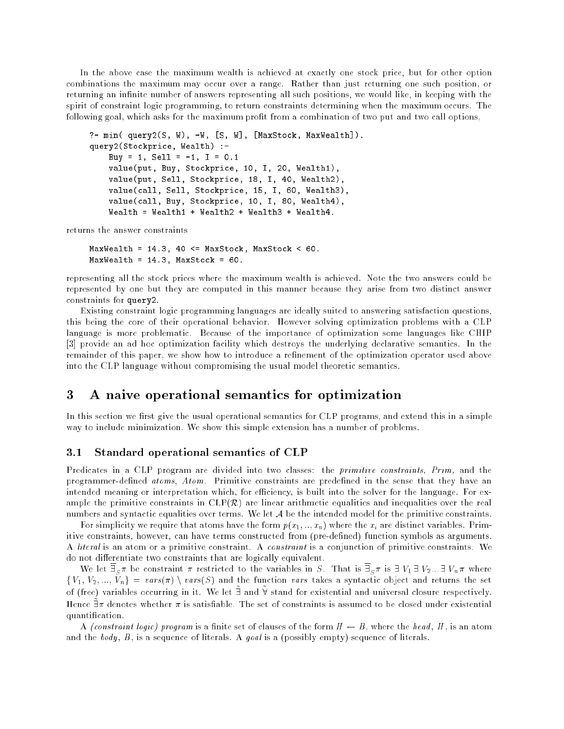In the above case the maximum wealth is achieved at exactly one stock price, but for other option combinations the maximum may occur over a range. Rather than just returning one such position, or returning an infinite number of answers representing all such positions, we would like, in keeping with the spirit of constraint logic programming, to return constraints determining when the maximum occurs. The following goal, which asks for the maximum profit from a combination of two put and two call options,

```
?- min( query2(S, W), -W, [S, W], [MaxStock, MaxWealth]).
query2(Stockprice, Wealth) :-
    Buy = 1, Sell = -1, I = 0.1
    value(put, Buy, Stockprice, 10, I, 20, Wealth1),
    value(put, Sell, Stockprice, 18, I, 40, Wealth2),
    value(call, Sell, Stockprice, 15, I, 60, Wealth3),
    value(call, Buy, Stockprice, 10, I, 80, Wealth4),
    Wealth = Wealth1 + Wealth2 + Wealth3 + Wealth4.
```

returns the answer constraints

```
MaxWealth = 14.3, 40 <= MaxStock, MaxStock < 60.
MaxWealth = 14.3, MaxStock = 60.
```

representing all the stock prices where the maximum wealth is achieved. Note the two answers could be represented by one but they are computed in this manner because they arise from two distinct answer constraints for `query2`.

Existing constraint logic programming languages are ideally suited to answering satisfaction questions, this being the core of their operational behavior. However solving optimization problems with a CLP language is more problematic. Because of the importance of optimization some languages like CHIP [3] provide an ad hoc optimization facility which destroys the underlying declarative semantics. In the remainder of this paper, we show how to introduce a refinement of the optimization operator used above into the CLP language without compromising the usual model theoretic semantics.

# 3 A naive operational semantics for optimization

In this section we first give the usual operational semantics for CLP programs, and extend this in a simple way to include minimization. We show this simple extension has a number of problems.

## 3.1 Standard operational semantics of CLP

Predicates in a CLP program are divided into two classes: the *primitive constraints*, *Prim*, and the programmer-defined *atoms*, *Atom*. Primitive constraints are predefined in the sense that they have an intended meaning or interpretation which, for efficiency, is built into the solver for the language. For example the primitive constraints in CLP($\mathcal{R}$) are linear arithmetic equalities and inequalities over the real numbers and syntactic equalities over terms. We let $\mathcal{A}$ be the intended model for the primitive constraints.

For simplicity we require that atoms have the form $p(x_1, .., x_n)$ where the $x_i$ are distinct variables. Primitive constraints, however, can have terms constructed from (pre-defined) function symbols as arguments. A *literal* is an atom or a primitive constraint. A *constraint* is a conjunction of primitive constraints. We do not differentiate two constraints that are logically equivalent.

We let $\overline{\exists}_S \pi$ be constraint $\pi$ restricted to the variables in $S$. That is $\overline{\exists}_S \pi$ is $\exists\, V_1 \exists\, V_2 ... \exists\, V_n \pi$ where $\{V_1, V_2, ..., V_n\} = vars(\pi) \setminus vars(S)$ and the function *vars* takes a syntactic object and returns the set of (free) variables occurring in it. We let $\tilde{\exists}$ and $\tilde{\forall}$ stand for existential and universal closure respectively. Hence $\tilde{\exists}\pi$ denotes whether $\pi$ is satisfiable. The set of constraints is assumed to be closed under existential quantification.

A *(constraint logic) program* is a finite set of clauses of the form $H \leftarrow B$, where the *head*, $H$, is an atom and the *body*, $B$, is a sequence of literals. A *goal* is a (possibly empty) sequence of literals.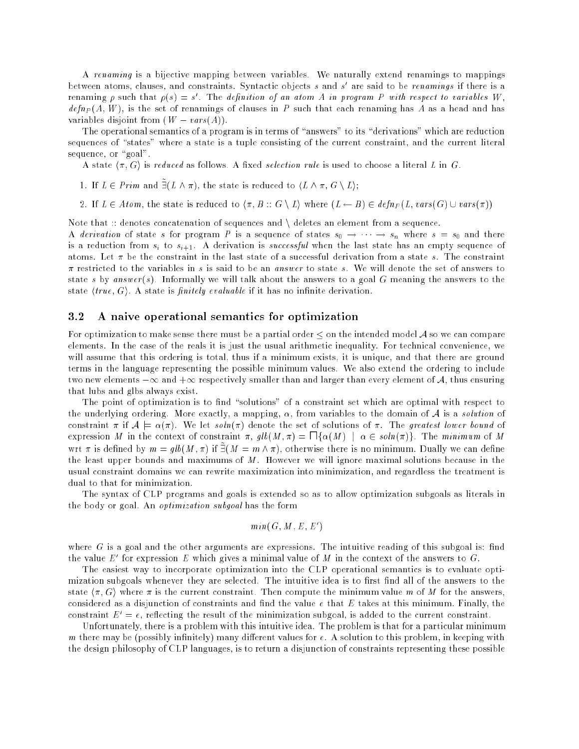A *renaming* is a bijective mapping between variables. We naturally extend renamings to mappings between atoms, clauses, and constraints. Syntactic objects $s$ and $s'$ are said to be *renamings* if there is a renaming $\rho$ such that $\rho(s) = s'$. The *definition of an atom $A$ in program $P$ with respect to variables $W$*, $defn_P(A, W)$, is the set of renamings of clauses in $P$ such that each renaming has $A$ as a head and has variables disjoint from $(W - vars(A))$.

The operational semantics of a program is in terms of "answers" to its "derivations" which are reduction sequences of "states" where a state is a tuple consisting of the current constraint, and the current literal sequence, or "goal".

A state $\langle \pi, G \rangle$ is *reduced* as follows. A fixed *selection rule* is used to choose a literal $L$ in $G$.

1. If $L \in Prim$ and $\tilde{\exists}(L \wedge \pi)$, the state is reduced to $\langle L \wedge \pi, G \setminus L \rangle$;
2. If $L \in Atom$, the state is reduced to $\langle \pi, B :: G \setminus L \rangle$ where $(L \leftarrow B) \in defn_P(L, vars(G) \cup vars(\pi))$

Note that :: denotes concatenation of sequences and $\setminus$ deletes an element from a sequence.

A *derivation* of state $s$ for program $P$ is a sequence of states $s_0 \rightarrow \cdots \rightarrow s_n$ where $s = s_0$ and there is a reduction from $s_i$ to $s_{i+1}$. A derivation is *successful* when the last state has an empty sequence of atoms. Let $\pi$ be the constraint in the last state of a successful derivation from a state $s$. The constraint $\pi$ restricted to the variables in $s$ is said to be an *answer* to state $s$. We will denote the set of answers to state $s$ by $answer(s)$. Informally we will talk about the answers to a goal $G$ meaning the answers to the state $\langle true, G \rangle$. A state is *finitely evaluable* if it has no infinite derivation.

## 3.2 A naive operational semantics for optimization

For optimization to make sense there must be a partial order $\leq$ on the intended model $\mathcal{A}$ so we can compare elements. In the case of the reals it is just the usual arithmetic inequality. For technical convenience, we will assume that this ordering is total, thus if a minimum exists, it is unique, and that there are ground terms in the language representing the possible minimum values. We also extend the ordering to include two new elements $-\infty$ and $+\infty$ respectively smaller than and larger than every element of $\mathcal{A}$, thus ensuring that lubs and glbs always exist.

The point of optimization is to find "solutions" of a constraint set which are optimal with respect to the underlying ordering. More exactly, a mapping, $\alpha$, from variables to the domain of $\mathcal{A}$ is a *solution* of constraint $\pi$ if $\mathcal{A} \models \alpha(\pi)$. We let $soln(\pi)$ denote the set of solutions of $\pi$. The *greatest lower bound* of expression $M$ in the context of constraint $\pi$, $glb(M, \pi) = \sqcap \{\alpha(M) \mid \alpha \in soln(\pi)\}$. The *minimum* of $M$ wrt $\pi$ is defined by $m = glb(M, \pi)$ if $\tilde{\exists}(M = m \wedge \pi)$, otherwise there is no minimum. Dually we can define the least upper bounds and maximums of $M$. However we will ignore maximal solutions because in the usual constraint domains we can rewrite maximization into minimization, and regardless the treatment is dual to that for minimization.

The syntax of CLP programs and goals is extended so as to allow optimization subgoals as literals in the body or goal. An *optimization subgoal* has the form

$$min(G, M, E, E')$$

where $G$ is a goal and the other arguments are expressions. The intuitive reading of this subgoal is: find the value $E'$ for expression $E$ which gives a minimal value of $M$ in the context of the answers to $G$.

The easiest way to incorporate optimization into the CLP operational semantics is to evaluate optimization subgoals whenever they are selected. The intuitive idea is to first find all of the answers to the state $\langle \pi, G \rangle$ where $\pi$ is the current constraint. Then compute the minimum value $m$ of $M$ for the answers, considered as a disjunction of constraints and find the value $e$ that $E$ takes at this minimum. Finally, the constraint $E' = e$, reflecting the result of the minimization subgoal, is added to the current constraint.

Unfortunately, there is a problem with this intuitive idea. The problem is that for a particular minimum $m$ there may be (possibly infinitely) many different values for $e$. A solution to this problem, in keeping with the design philosophy of CLP languages, is to return a disjunction of constraints representing these possible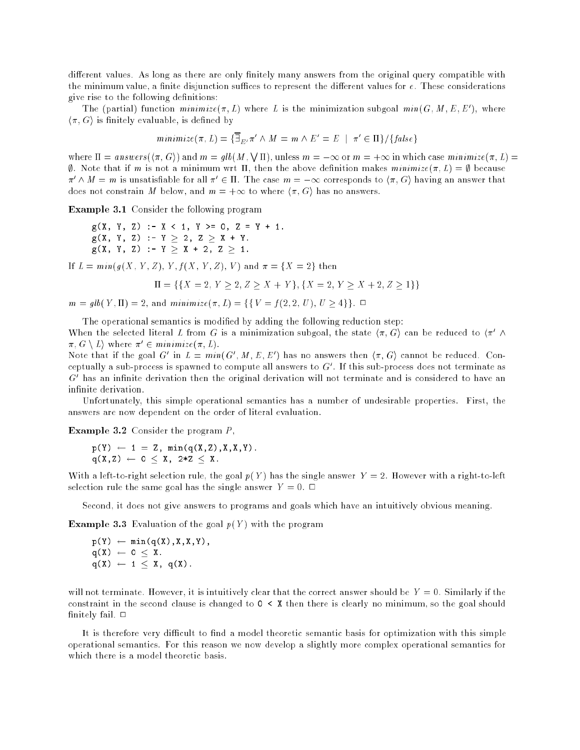different values. As long as there are only finitely many answers from the original query compatible with the minimum value, a finite disjunction suffices to represent the different values for $e$. These considerations give rise to the following definitions:

The (partial) function $minimize(\pi, L)$ where $L$ is the minimization subgoal $min(G, M, E, E')$, where $\langle \pi, G \rangle$ is finitely evaluable, is defined by

$$minimize(\pi, L) = \{\overline{\exists}_{E'} \pi' \wedge M = m \wedge E' = E \mid \pi' \in \Pi\} / \{false\}$$

where $\Pi = answers(\langle \pi, G \rangle)$ and $m = glb(M, \bigvee \Pi)$, unless $m = -\infty$ or $m = +\infty$ in which case $minimize(\pi, L) = \emptyset$. Note that if $m$ is not a minimum wrt $\Pi$, then the above definition makes $minimize(\pi, L) = \emptyset$ because $\pi' \wedge M = m$ is unsatisfiable for all $\pi' \in \Pi$. The case $m = -\infty$ corresponds to $\langle \pi, G \rangle$ having an answer that does not constrain $M$ below, and $m = +\infty$ to where $\langle \pi, G \rangle$ has no answers.

**Example 3.1** Consider the following program

```
g(X, Y, Z) :- X < 1, Y >= 0, Z = Y + 1.
g(X, Y, Z) :- Y ≥ 2, Z ≥ X + Y.
g(X, Y, Z) :- Y ≥ X + 2, Z ≥ 1.
```

If $L = min(g(X, Y, Z), Y, f(X, Y, Z), V)$ and $\pi = \{X = 2\}$ then

$$\Pi = \{\{X = 2, Y \geq 2, Z \geq X + Y\}, \{X = 2, Y \geq X + 2, Z \geq 1\}\}$$

$m = glb(Y, \Pi) = 2$, and $minimize(\pi, L) = \{\{V = f(2, 2, U), U \geq 4\}\}$. □

The operational semantics is modified by adding the following reduction step:
When the selected literal $L$ from $G$ is a minimization subgoal, the state $\langle \pi, G \rangle$ can be reduced to $\langle \pi' \wedge \pi, G \setminus L \rangle$ where $\pi' \in minimize(\pi, L)$.
Note that if the goal $G'$ in $L = min(G', M, E, E')$ has no answers then $\langle \pi, G \rangle$ cannot be reduced. Conceptually a sub-process is spawned to compute all answers to $G'$. If this sub-process does not terminate as $G'$ has an infinite derivation then the original derivation will not terminate and is considered to have an infinite derivation.

Unfortunately, this simple operational semantics has a number of undesirable properties. First, the answers are now dependent on the order of literal evaluation.

**Example 3.2** Consider the program $P$,

```
p(Y) ← 1 = Z, min(q(X,Z),X,X,Y).
q(X,Z) ← 0 ≤ X, 2*Z ≤ X.
```

With a left-to-right selection rule, the goal $p(Y)$ has the single answer $Y = 2$. However with a right-to-left selection rule the same goal has the single answer $Y = 0$. □

Second, it does not give answers to programs and goals which have an intuitively obvious meaning.

**Example 3.3** Evaluation of the goal $p(Y)$ with the program

```
p(Y) ← min(q(X),X,X,Y),
q(X) ← 0 ≤ X.
q(X) ← 1 ≤ X, q(X).
```

will not terminate. However, it is intuitively clear that the correct answer should be $Y = 0$. Similarly if the constraint in the second clause is changed to `0 < X` then there is clearly no minimum, so the goal should finitely fail. □

It is therefore very difficult to find a model theoretic semantic basis for optimization with this simple operational semantics. For this reason we now develop a slightly more complex operational semantics for which there is a model theoretic basis.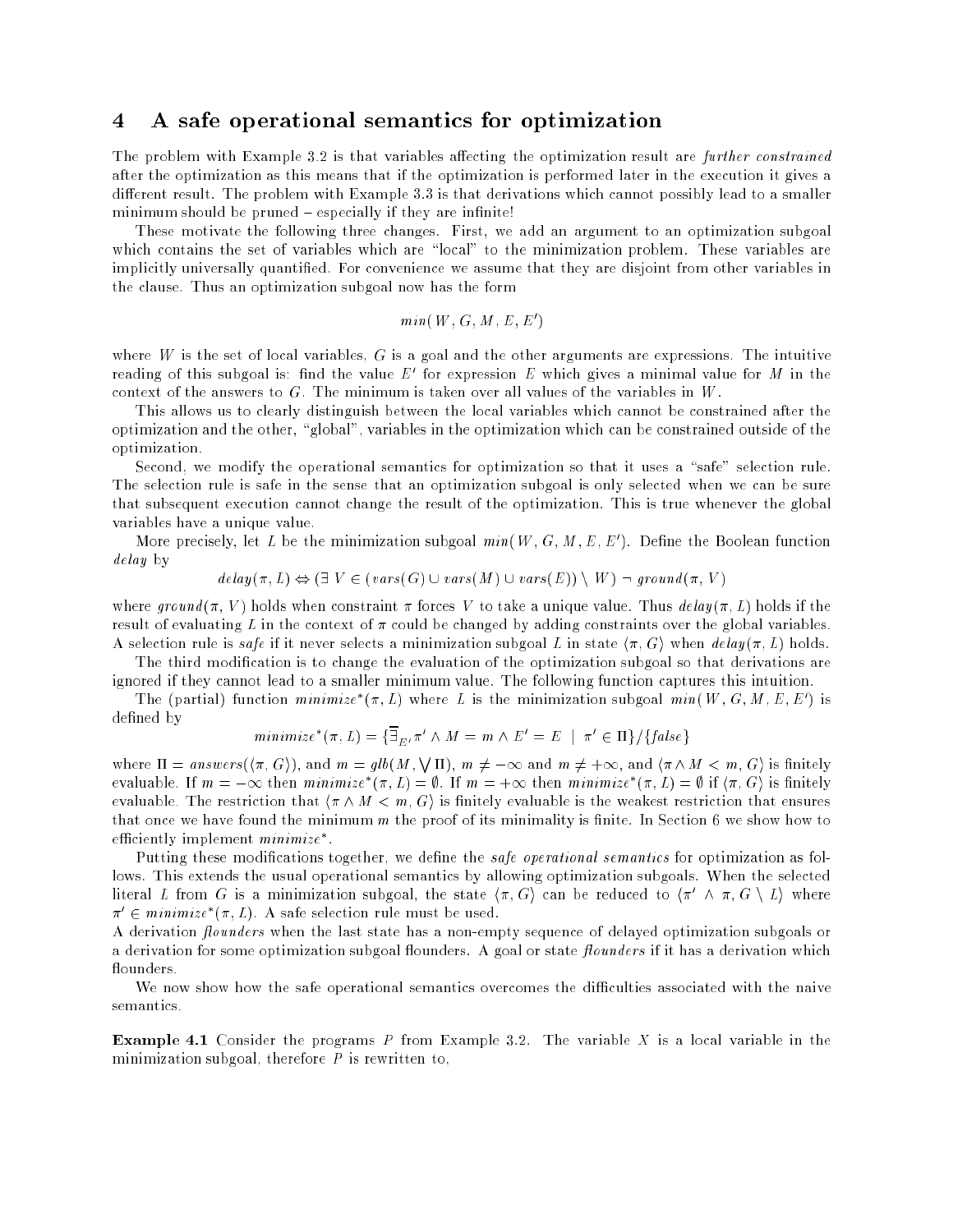# 4 A safe operational semantics for optimization

The problem with Example 3.2 is that variables affecting the optimization result are *further constrained* after the optimization as this means that if the optimization is performed later in the execution it gives a different result. The problem with Example 3.3 is that derivations which cannot possibly lead to a smaller minimum should be pruned – especially if they are infinite!

These motivate the following three changes. First, we add an argument to an optimization subgoal which contains the set of variables which are "local" to the minimization problem. These variables are implicitly universally quantified. For convenience we assume that they are disjoint from other variables in the clause. Thus an optimization subgoal now has the form

$$min(W, G, M, E, E')$$

where $W$ is the set of local variables, $G$ is a goal and the other arguments are expressions. The intuitive reading of this subgoal is: find the value $E'$ for expression $E$ which gives a minimal value for $M$ in the context of the answers to $G$. The minimum is taken over all values of the variables in $W$.

This allows us to clearly distinguish between the local variables which cannot be constrained after the optimization and the other, "global", variables in the optimization which can be constrained outside of the optimization.

Second, we modify the operational semantics for optimization so that it uses a "safe" selection rule. The selection rule is safe in the sense that an optimization subgoal is only selected when we can be sure that subsequent execution cannot change the result of the optimization. This is true whenever the global variables have a unique value.

More precisely, let $L$ be the minimization subgoal $min(W, G, M, E, E')$. Define the Boolean function *delay* by

$$delay(\pi, L) \Leftrightarrow (\exists\, V \in (vars(G) \cup vars(M) \cup vars(E)) \setminus W)\ \neg\, ground(\pi, V)$$

where $ground(\pi, V)$ holds when constraint $\pi$ forces $V$ to take a unique value. Thus $delay(\pi, L)$ holds if the result of evaluating $L$ in the context of $\pi$ could be changed by adding constraints over the global variables. A selection rule is *safe* if it never selects a minimization subgoal $L$ in state $\langle \pi, G \rangle$ when $delay(\pi, L)$ holds.

The third modification is to change the evaluation of the optimization subgoal so that derivations are ignored if they cannot lead to a smaller minimum value. The following function captures this intuition.

The (partial) function $minimize^*(\pi, L)$ where $L$ is the minimization subgoal $min(W, G, M, E, E')$ is defined by

$$minimize^*(\pi, L) = \{\overline{\exists}_{E'} \pi' \wedge M = m \wedge E' = E \mid \pi' \in \Pi\} / \{false\}$$

where $\Pi = answers(\langle \pi, G \rangle)$, and $m = glb(M, \bigvee \Pi)$, $m \neq -\infty$ and $m \neq +\infty$, and $\langle \pi \wedge M < m, G \rangle$ is finitely evaluable. If $m = -\infty$ then $minimize^*(\pi, L) = \emptyset$. If $m = +\infty$ then $minimize^*(\pi, L) = \emptyset$ if $\langle \pi, G \rangle$ is finitely evaluable. The restriction that $\langle \pi \wedge M < m, G \rangle$ is finitely evaluable is the weakest restriction that ensures that once we have found the minimum $m$ the proof of its minimality is finite. In Section 6 we show how to efficiently implement $minimize^*$.

Putting these modifications together, we define the *safe operational semantics* for optimization as follows. This extends the usual operational semantics by allowing optimization subgoals. When the selected literal $L$ from $G$ is a minimization subgoal, the state $\langle \pi, G \rangle$ can be reduced to $\langle \pi' \wedge \pi, G \setminus L \rangle$ where $\pi' \in minimize^*(\pi, L)$. A safe selection rule must be used.

A derivation *flounders* when the last state has a non-empty sequence of delayed optimization subgoals or a derivation for some optimization subgoal flounders. A goal or state *flounders* if it has a derivation which flounders.

We now show how the safe operational semantics overcomes the difficulties associated with the naive semantics.

**Example 4.1** Consider the programs $P$ from Example 3.2. The variable $X$ is a local variable in the minimization subgoal, therefore $P$ is rewritten to,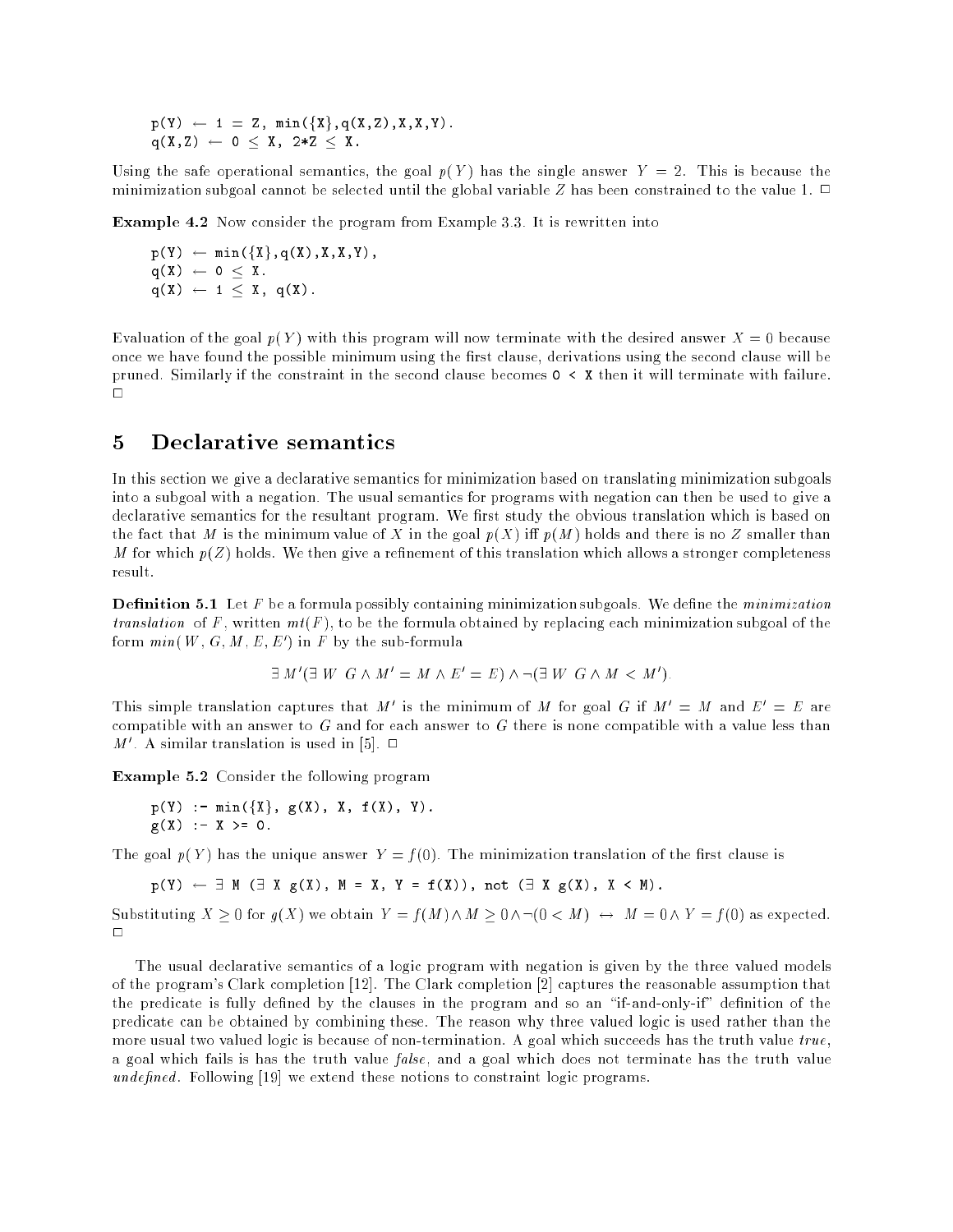```
p(Y) ← 1 = Z, min({X},q(X,Z),X,X,Y).
q(X,Z) ← 0 ≤ X, 2*Z ≤ X.
```

Using the safe operational semantics, the goal $p(Y)$ has the single answer $Y = 2$. This is because the minimization subgoal cannot be selected until the global variable $Z$ has been constrained to the value 1. □

**Example 4.2** Now consider the program from Example 3.3. It is rewritten into

```
p(Y) ← min({X},q(X),X,X,Y),
q(X) ← 0 ≤ X.
q(X) ← 1 ≤ X, q(X).
```

Evaluation of the goal $p(Y)$ with this program will now terminate with the desired answer $X = 0$ because once we have found the possible minimum using the first clause, derivations using the second clause will be pruned. Similarly if the constraint in the second clause becomes `0 < X` then it will terminate with failure. □

## 5 Declarative semantics

In this section we give a declarative semantics for minimization based on translating minimization subgoals into a subgoal with a negation. The usual semantics for programs with negation can then be used to give a declarative semantics for the resultant program. We first study the obvious translation which is based on the fact that $M$ is the minimum value of $X$ in the goal $p(X)$ iff $p(M)$ holds and there is no $Z$ smaller than $M$ for which $p(Z)$ holds. We then give a refinement of this translation which allows a stronger completeness result.

**Definition 5.1** Let $F$ be a formula possibly containing minimization subgoals. We define the *minimization translation* of $F$, written $mt(F)$, to be the formula obtained by replacing each minimization subgoal of the form $min(W, G, M, E, E')$ in $F$ by the sub-formula

$$\exists M' (\exists W \ G \wedge M' = M \wedge E' = E) \wedge \neg(\exists W \ G \wedge M < M').$$

This simple translation captures that $M'$ is the minimum of $M$ for goal $G$ if $M' = M$ and $E' = E$ are compatible with an answer to $G$ and for each answer to $G$ there is none compatible with a value less than $M'$. A similar translation is used in [5]. □

**Example 5.2** Consider the following program

```
p(Y) :- min({X}, g(X), X, f(X), Y).
g(X) :- X >= 0.
```

The goal $p(Y)$ has the unique answer $Y = f(0)$. The minimization translation of the first clause is

```
p(Y) ← ∃ M (∃ X g(X), M = X, Y = f(X)), not (∃ X g(X), X < M).
```

Substituting $X \geq 0$ for $g(X)$ we obtain $Y = f(M) \wedge M \geq 0 \wedge \neg(0 < M) \leftrightarrow M = 0 \wedge Y = f(0)$ as expected. □

The usual declarative semantics of a logic program with negation is given by the three valued models of the program's Clark completion [12]. The Clark completion [2] captures the reasonable assumption that the predicate is fully defined by the clauses in the program and so an "if-and-only-if" definition of the predicate can be obtained by combining these. The reason why three valued logic is used rather than the more usual two valued logic is because of non-termination. A goal which succeeds has the truth value *true*, a goal which fails is has the truth value *false*, and a goal which does not terminate has the truth value *undefined*. Following [19] we extend these notions to constraint logic programs.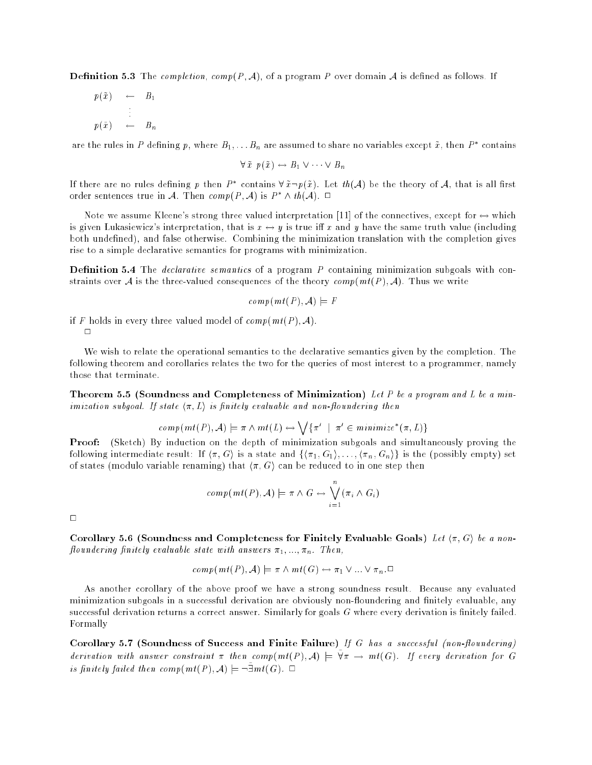**Definition 5.3** The *completion*, $comp(P, \mathcal{A})$, of a program $P$ over domain $\mathcal{A}$ is defined as follows. If

$$\begin{array}{lcl} p(\tilde{x}) & \leftarrow & B_1 \\ & \vdots & \\ p(\tilde{x}) & \leftarrow & B_n \end{array}$$

are the rules in $P$ defining $p$, where $B_1, \ldots B_n$ are assumed to share no variables except $\tilde{x}$, then $P^*$ contains

$$\forall \tilde{x} \; p(\tilde{x}) \leftrightarrow B_1 \vee \cdots \vee B_n$$

If there are no rules defining $p$ then $P^*$ contains $\forall \tilde{x} \neg p(\tilde{x})$. Let $th(\mathcal{A})$ be the theory of $\mathcal{A}$, that is all first order sentences true in $\mathcal{A}$. Then $comp(P, \mathcal{A})$ is $P^* \wedge th(\mathcal{A})$. □

Note we assume Kleene's strong three valued interpretation [11] of the connectives, except for $\leftrightarrow$ which is given Lukasiewicz's interpretation, that is $x \leftrightarrow y$ is true iff $x$ and $y$ have the same truth value (including both undefined), and false otherwise. Combining the minimization translation with the completion gives rise to a simple declarative semantics for programs with minimization.

**Definition 5.4** The *declarative semantics* of a program $P$ containing minimization subgoals with constraints over $\mathcal{A}$ is the three-valued consequences of the theory $comp(mt(P), \mathcal{A})$. Thus we write

$$comp(mt(P), \mathcal{A}) \models F$$

if $F$ holds in every three valued model of $comp(mt(P), \mathcal{A})$.
□

We wish to relate the operational semantics to the declarative semantics given by the completion. The following theorem and corollaries relates the two for the queries of most interest to a programmer, namely those that terminate.

**Theorem 5.5 (Soundness and Completeness of Minimization)** *Let $P$ be a program and $L$ be a minimization subgoal. If state $\langle \pi, L \rangle$ is finitely evaluable and non-floundering then*

$$comp(mt(P), \mathcal{A}) \models \pi \wedge mt(L) \leftrightarrow \bigvee \{\pi' \mid \pi' \in minimize^*(\pi, L)\}$$

**Proof:** (Sketch) By induction on the depth of minimization subgoals and simultaneously proving the following intermediate result: If $\langle \pi, G \rangle$ is a state and $\{\langle \pi_1, G_1 \rangle, \ldots, \langle \pi_n, G_n \rangle\}$ is the (possibly empty) set of states (modulo variable renaming) that $\langle \pi, G \rangle$ can be reduced to in one step then

$$comp(mt(P), \mathcal{A}) \models \pi \wedge G \leftrightarrow \bigvee_{i=1}^{n} (\pi_i \wedge G_i)$$

□

**Corollary 5.6 (Soundness and Completeness for Finitely Evaluable Goals)** *Let $\langle \pi, G \rangle$ be a non-floundering finitely evaluable state with answers $\pi_1, ..., \pi_n$. Then,*

$$comp(mt(P), \mathcal{A}) \models \pi \wedge mt(G) \leftrightarrow \pi_1 \vee ... \vee \pi_n . \square$$

As another corollary of the above proof we have a strong soundness result. Because any evaluated minimization subgoals in a successful derivation are obviously non-floundering and finitely evaluable, any successful derivation returns a correct answer. Similarly for goals $G$ where every derivation is finitely failed. Formally

**Corollary 5.7 (Soundness of Success and Finite Failure)** *If $G$ has a successful (non-floundering) derivation with answer constraint $\pi$ then $comp(mt(P), \mathcal{A}) \models \tilde{\forall} \pi \rightarrow mt(G)$. If every derivation for $G$ is finitely failed then $comp(mt(P), \mathcal{A}) \models \neg \tilde{\exists} mt(G)$.* □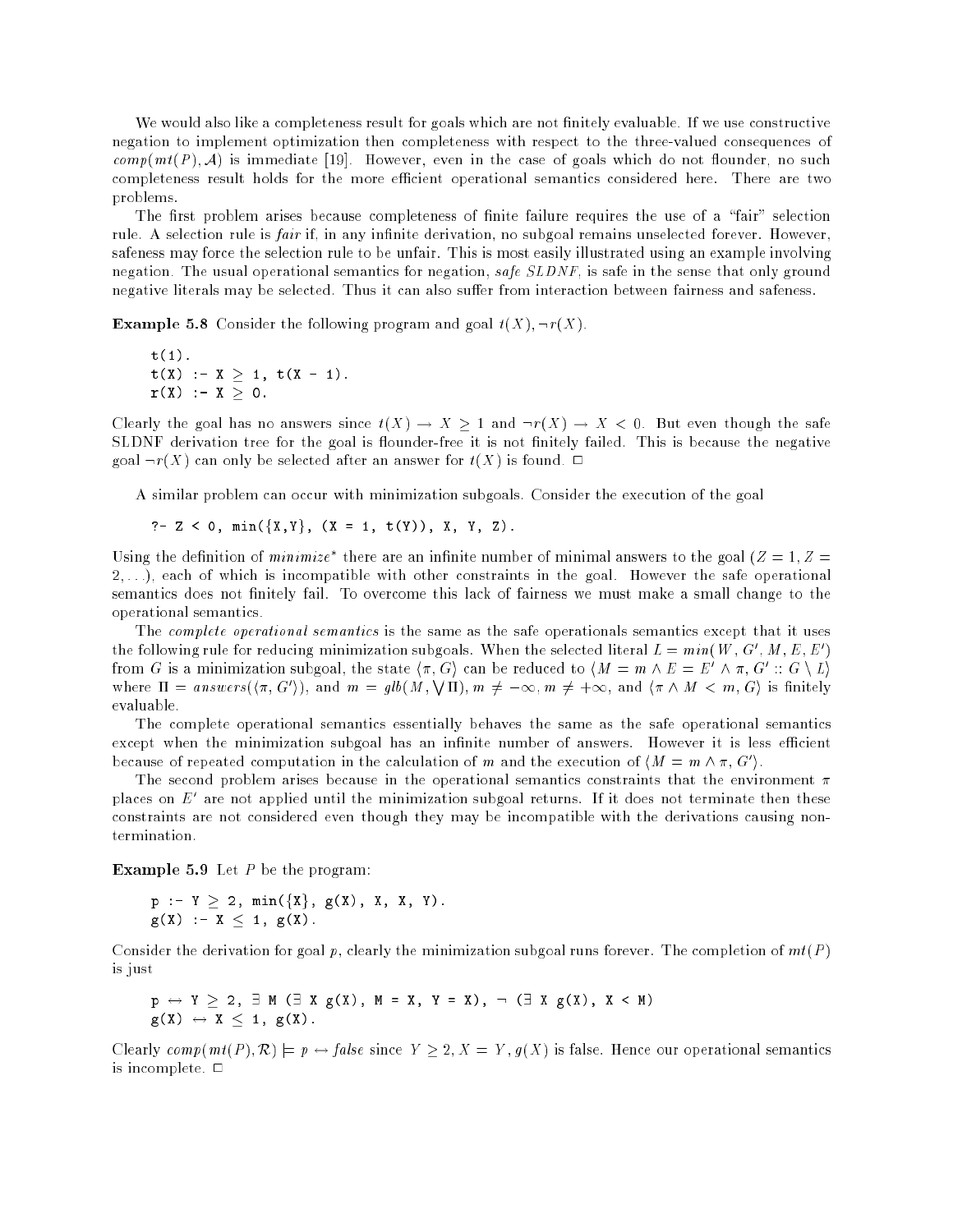We would also like a completeness result for goals which are not finitely evaluable. If we use constructive negation to implement optimization then completeness with respect to the three-valued consequences of $comp(mt(P), \mathcal{A})$ is immediate [19]. However, even in the case of goals which do not flounder, no such completeness result holds for the more efficient operational semantics considered here. There are two problems.

The first problem arises because completeness of finite failure requires the use of a "fair" selection rule. A selection rule is *fair* if, in any infinite derivation, no subgoal remains unselected forever. However, safeness may force the selection rule to be unfair. This is most easily illustrated using an example involving negation. The usual operational semantics for negation, *safe SLDNF*, is safe in the sense that only ground negative literals may be selected. Thus it can also suffer from interaction between fairness and safeness.

**Example 5.8** Consider the following program and goal $t(X), \neg r(X)$.

```
t(1).
t(X) :- X ≥ 1, t(X - 1).
r(X) :- X ≥ 0.
```

Clearly the goal has no answers since $t(X) \rightarrow X \geq 1$ and $\neg r(X) \rightarrow X < 0$. But even though the safe SLDNF derivation tree for the goal is flounder-free it is not finitely failed. This is because the negative goal $\neg r(X)$ can only be selected after an answer for $t(X)$ is found. □

A similar problem can occur with minimization subgoals. Consider the execution of the goal

```
?- Z < 0, min({X,Y}, (X = 1, t(Y)), X, Y, Z).
```

Using the definition of *minimize\** there are an infinite number of minimal answers to the goal ($Z = 1, Z = 2, \ldots$), each of which is incompatible with other constraints in the goal. However the safe operational semantics does not finitely fail. To overcome this lack of fairness we must make a small change to the operational semantics.

The *complete operational semantics* is the same as the safe operationals semantics except that it uses the following rule for reducing minimization subgoals. When the selected literal $L = min(W, G', M, E, E')$ from $G$ is a minimization subgoal, the state $\langle \pi, G \rangle$ can be reduced to $\langle M = m \wedge E = E' \wedge \pi, G' :: G \setminus L \rangle$ where $\Pi = answers(\langle \pi, G' \rangle)$, and $m = glb(M, \bigvee \Pi)$, $m \neq -\infty$, $m \neq +\infty$, and $\langle \pi \wedge M < m, G \rangle$ is finitely evaluable.

The complete operational semantics essentially behaves the same as the safe operational semantics except when the minimization subgoal has an infinite number of answers. However it is less efficient because of repeated computation in the calculation of $m$ and the execution of $\langle M = m \wedge \pi, G' \rangle$.

The second problem arises because in the operational semantics constraints that the environment $\pi$ places on $E'$ are not applied until the minimization subgoal returns. If it does not terminate then these constraints are not considered even though they may be incompatible with the derivations causing non-termination.

**Example 5.9** Let $P$ be the program:

```
p :- Y ≥ 2, min({X}, g(X), X, X, Y).
g(X) :- X ≤ 1, g(X).
```

Consider the derivation for goal $p$, clearly the minimization subgoal runs forever. The completion of $mt(P)$ is just

```
p ↔ Y ≥ 2, ∃ M (∃ X g(X), M = X, Y = X), ¬ (∃ X g(X), X < M)
g(X) ↔ X ≤ 1, g(X).
```

Clearly $comp(mt(P), \mathcal{R}) \models p \leftrightarrow false$ since $Y \geq 2, X = Y, g(X)$ is false. Hence our operational semantics is incomplete. □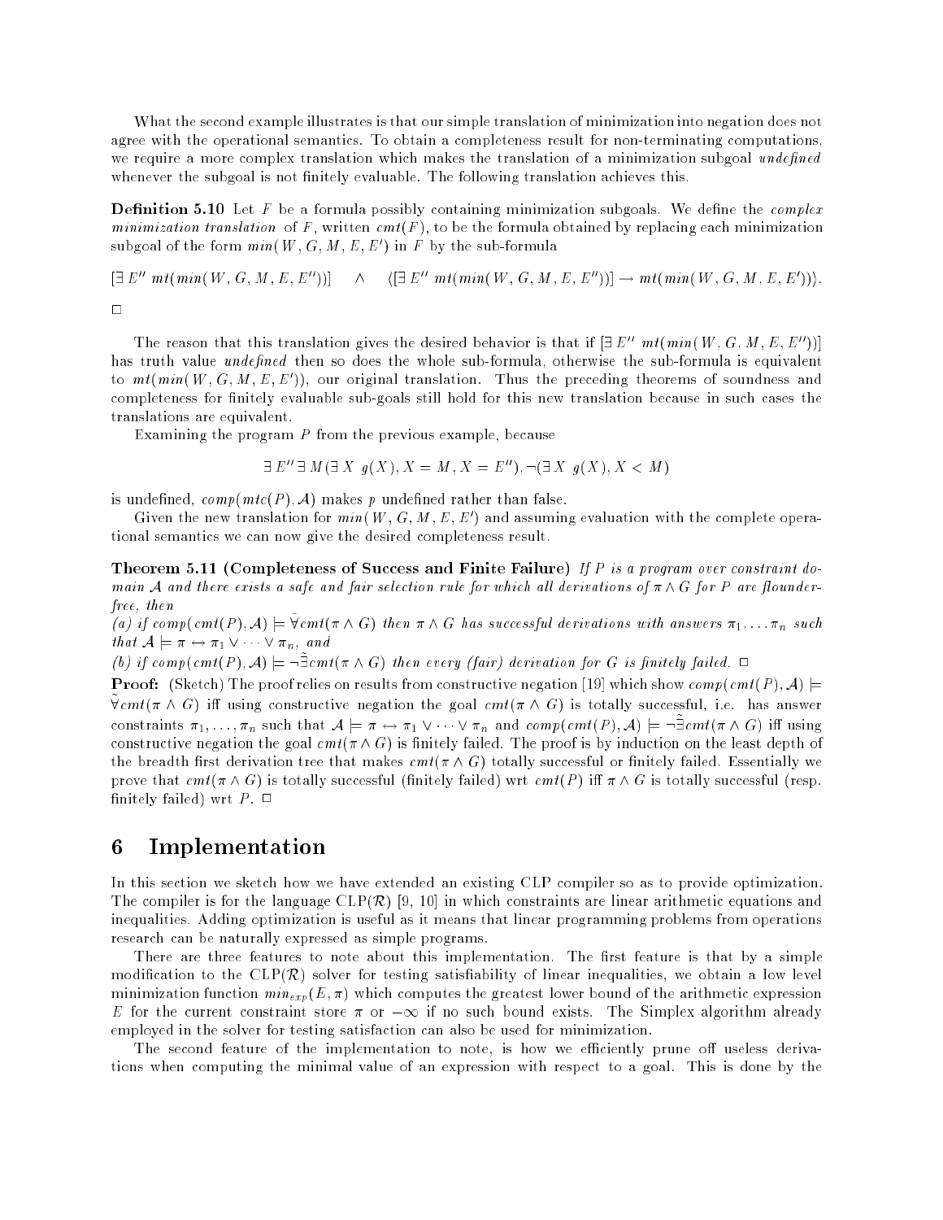What the second example illustrates is that our simple translation of minimization into negation does not agree with the operational semantics. To obtain a completeness result for non-terminating computations, we require a more complex translation which makes the translation of a minimization subgoal *undefined* whenever the subgoal is not finitely evaluable. The following translation achieves this.

**Definition 5.10** Let $F$ be a formula possibly containing minimization subgoals. We define the *complex minimization translation* of $F$, written $cmt(F)$, to be the formula obtained by replacing each minimization subgoal of the form $min(W, G, M, E, E')$ in $F$ by the sub-formula

$$[\exists E''\ mt(min(W, G, M, E, E''))] \quad \wedge \quad \langle [\exists E''\ mt(min(W, G, M, E, E''))] \rightarrow mt(min(W, G, M, E, E'))\rangle.$$

□

The reason that this translation gives the desired behavior is that if $[\exists E''\ mt(min(W, G, M, E, E''))]$ has truth value *undefined* then so does the whole sub-formula, otherwise the sub-formula is equivalent to $mt(min(W, G, M, E, E'))$, our original translation. Thus the preceding theorems of soundness and completeness for finitely evaluable sub-goals still hold for this new translation because in such cases the translations are equivalent.

Examining the program $P$ from the previous example, because

$$\exists E''\, \exists M (\exists X\ g(X), X = M, X = E''), \neg(\exists X\ g(X), X < M)$$

is undefined, $comp(mtc(P), \mathcal{A})$ makes $p$ undefined rather than false.

Given the new translation for $min(W, G, M, E, E')$ and assuming evaluation with the complete operational semantics we can now give the desired completeness result.

**Theorem 5.11 (Completeness of Success and Finite Failure)** *If $P$ is a program over constraint domain $\mathcal{A}$ and there exists a safe and fair selection rule for which all derivations of $\pi \wedge G$ for $P$ are flounder-free, then*

*(a) if $comp(cmt(P), \mathcal{A}) \models \tilde{\forall} cmt(\pi \wedge G)$ then $\pi \wedge G$ has successful derivations with answers $\pi_1, \ldots \pi_n$ such that $\mathcal{A} \models \pi \leftrightarrow \pi_1 \vee \cdots \vee \pi_n$, and*

*(b) if $comp(cmt(P), \mathcal{A}) \models \neg\tilde{\exists} cmt(\pi \wedge G)$ then every (fair) derivation for $G$ is finitely failed.* □

**Proof:** (Sketch) The proof relies on results from constructive negation [19] which show $comp(cmt(P), \mathcal{A}) \models \tilde{\forall} cmt(\pi \wedge G)$ iff using constructive negation the goal $cmt(\pi \wedge G)$ is totally successful, i.e. has answer constraints $\pi_1, \ldots, \pi_n$ such that $\mathcal{A} \models \pi \leftrightarrow \pi_1 \vee \cdots \vee \pi_n$ and $comp(cmt(P), \mathcal{A}) \models \neg\tilde{\exists} cmt(\pi \wedge G)$ iff using constructive negation the goal $cmt(\pi \wedge G)$ is finitely failed. The proof is by induction on the least depth of the breadth first derivation tree that makes $cmt(\pi \wedge G)$ totally successful or finitely failed. Essentially we prove that $cmt(\pi \wedge G)$ is totally successful (finitely failed) wrt $cmt(P)$ iff $\pi \wedge G$ is totally successful (resp. finitely failed) wrt $P$. □

# 6 Implementation

In this section we sketch how we have extended an existing CLP compiler so as to provide optimization. The compiler is for the language CLP($\mathcal{R}$) [9, 10] in which constraints are linear arithmetic equations and inequalities. Adding optimization is useful as it means that linear programming problems from operations research can be naturally expressed as simple programs.

There are three features to note about this implementation. The first feature is that by a simple modification to the CLP($\mathcal{R}$) solver for testing satisfiability of linear inequalities, we obtain a low level minimization function $min_{exp}(E, \pi)$ which computes the greatest lower bound of the arithmetic expression $E$ for the current constraint store $\pi$ or $-\infty$ if no such bound exists. The Simplex algorithm already employed in the solver for testing satisfaction can also be used for minimization.

The second feature of the implementation to note, is how we efficiently prune off useless derivations when computing the minimal value of an expression with respect to a goal. This is done by the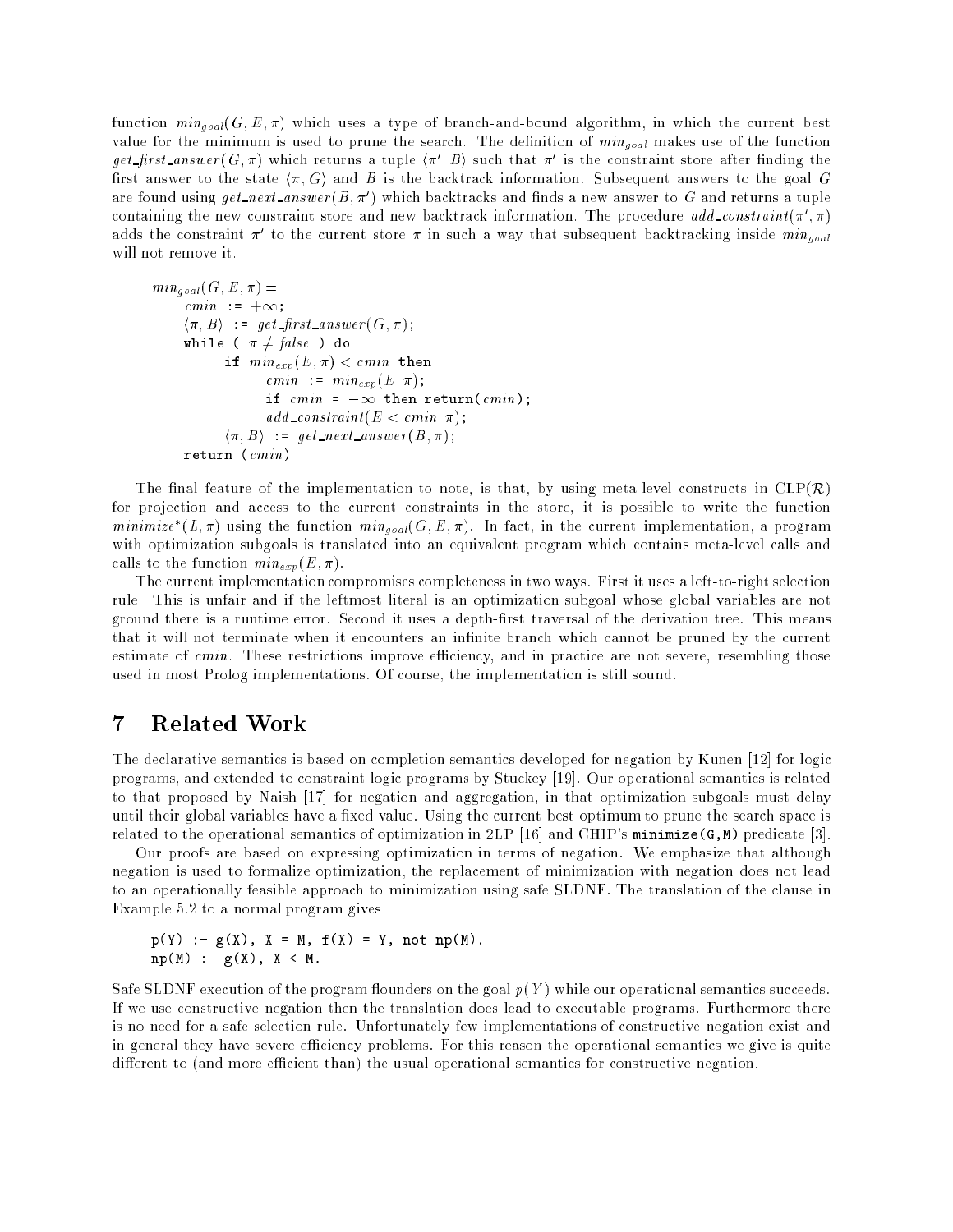function $min_{goal}(G, E, \pi)$ which uses a type of branch-and-bound algorithm, in which the current best value for the minimum is used to prune the search. The definition of $min_{goal}$ makes use of the function $get\_first\_answer(G, \pi)$ which returns a tuple $\langle \pi', B \rangle$ such that $\pi'$ is the constraint store after finding the first answer to the state $\langle \pi, G \rangle$ and $B$ is the backtrack information. Subsequent answers to the goal $G$ are found using $get\_next\_answer(B, \pi')$ which backtracks and finds a new answer to $G$ and returns a tuple containing the new constraint store and new backtrack information. The procedure $add\_constraint(\pi', \pi)$ adds the constraint $\pi'$ to the current store $\pi$ in such a way that subsequent backtracking inside $min_{goal}$ will not remove it.

```
min_goal(G, E, π) =
    cmin := +∞;
    ⟨π, B⟩ := get_first_answer(G, π);
    while ( π ≠ false ) do
        if min_exp(E, π) < cmin then
            cmin := min_exp(E, π);
            if cmin = −∞ then return(cmin);
            add_constraint(E < cmin, π);
        ⟨π, B⟩ := get_next_answer(B, π);
    return (cmin)
```

The final feature of the implementation to note, is that, by using meta-level constructs in CLP($\mathcal{R}$) for projection and access to the current constraints in the store, it is possible to write the function $minimize^*(L, \pi)$ using the function $min_{goal}(G, E, \pi)$. In fact, in the current implementation, a program with optimization subgoals is translated into an equivalent program which contains meta-level calls and calls to the function $min_{exp}(E, \pi)$.

The current implementation compromises completeness in two ways. First it uses a left-to-right selection rule. This is unfair and if the leftmost literal is an optimization subgoal whose global variables are not ground there is a runtime error. Second it uses a depth-first traversal of the derivation tree. This means that it will not terminate when it encounters an infinite branch which cannot be pruned by the current estimate of *cmin*. These restrictions improve efficiency, and in practice are not severe, resembling those used in most Prolog implementations. Of course, the implementation is still sound.

# 7 Related Work

The declarative semantics is based on completion semantics developed for negation by Kunen [12] for logic programs, and extended to constraint logic programs by Stuckey [19]. Our operational semantics is related to that proposed by Naish [17] for negation and aggregation, in that optimization subgoals must delay until their global variables have a fixed value. Using the current best optimum to prune the search space is related to the operational semantics of optimization in 2LP [16] and CHIP's `minimize(G,M)` predicate [3].

Our proofs are based on expressing optimization in terms of negation. We emphasize that although negation is used to formalize optimization, the replacement of minimization with negation does not lead to an operationally feasible approach to minimization using safe SLDNF. The translation of the clause in Example 5.2 to a normal program gives

```
p(Y) :- g(X), X = M, f(X) = Y, not np(M).
np(M) :- g(X), X < M.
```

Safe SLDNF execution of the program flounders on the goal $p(Y)$ while our operational semantics succeeds. If we use constructive negation then the translation does lead to executable programs. Furthermore there is no need for a safe selection rule. Unfortunately few implementations of constructive negation exist and in general they have severe efficiency problems. For this reason the operational semantics we give is quite different to (and more efficient than) the usual operational semantics for constructive negation.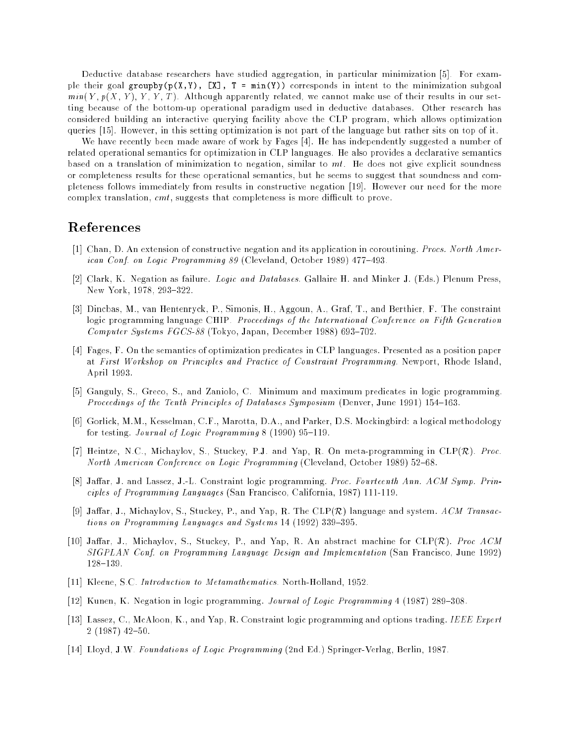Deductive database researchers have studied aggregation, in particular minimization [5]. For example their goal `groupby(p(X,Y), [X], T = min(Y))` corresponds in intent to the minimization subgoal $min(Y, p(X,Y), Y, Y, T)$. Although apparently related, we cannot make use of their results in our setting because of the bottom-up operational paradigm used in deductive databases. Other research has considered building an interactive querying facility above the CLP program, which allows optimization queries [15]. However, in this setting optimization is not part of the language but rather sits on top of it.

We have recently been made aware of work by Fages [4]. He has independently suggested a number of related operational semantics for optimization in CLP languages. He also provides a declarative semantics based on a translation of minimization to negation, similar to *mt*. He does not give explicit soundness or completeness results for these operational semantics, but he seems to suggest that soundness and completeness follows immediately from results in constructive negation [19]. However our need for the more complex translation, *cmt*, suggests that completeness is more difficult to prove.

## References

[1] Chan, D. An extension of constructive negation and its application in coroutining. *Procs. North American Conf. on Logic Programming 89* (Cleveland, October 1989) 477–493.

[2] Clark, K. Negation as failure. *Logic and Databases*. Gallaire H. and Minker J. (Eds.) Plenum Press, New York, 1978, 293–322.

[3] Dincbas, M., van Hentenryck, P., Simonis, H., Aggoun, A., Graf, T., and Berthier, F. The constraint logic programming language CHIP. *Proceedings of the International Conference on Fifth Generation Computer Systems FGCS-88* (Tokyo, Japan, December 1988) 693–702.

[4] Fages, F. On the semantics of optimization predicates in CLP languages. Presented as a position paper at *First Workshop on Principles and Practice of Constraint Programming*. Newport, Rhode Island, April 1993.

[5] Ganguly, S., Greco, S., and Zaniolo, C. Minimum and maximum predicates in logic programming. *Proceedings of the Tenth Principles of Databases Symposium* (Denver, June 1991) 154–163.

[6] Gorlick, M.M., Kesselman, C.F., Marotta, D.A., and Parker, D.S. Mockingbird: a logical methodology for testing. *Journal of Logic Programming* 8 (1990) 95–119.

[7] Heintze, N.C., Michaylov, S., Stuckey, P.J. and Yap, R. On meta-programming in CLP($\mathcal{R}$). *Proc. North American Conference on Logic Programming* (Cleveland, October 1989) 52–68.

[8] Jaffar, J. and Lassez, J.-L. Constraint logic programming. *Proc. Fourteenth Ann. ACM Symp. Principles of Programming Languages* (San Francisco, California, 1987) 111-119.

[9] Jaffar, J., Michaylov, S., Stuckey, P., and Yap, R. The CLP($\mathcal{R}$) language and system. *ACM Transactions on Programming Languages and Systems* 14 (1992) 339–395.

[10] Jaffar, J., Michaylov, S., Stuckey, P., and Yap, R. An abstract machine for CLP($\mathcal{R}$). *Proc ACM SIGPLAN Conf. on Programming Language Design and Implementation* (San Francisco, June 1992) 128–139.

[11] Kleene, S.C. *Introduction to Metamathematics*. North-Holland, 1952.

[12] Kunen, K. Negation in logic programming. *Journal of Logic Programming* 4 (1987) 289–308.

[13] Lassez, C., McAloon, K., and Yap, R. Constraint logic programming and options trading. *IEEE Expert* 2 (1987) 42–50.

[14] Lloyd, J.W. *Foundations of Logic Programming* (2nd Ed.) Springer-Verlag, Berlin, 1987.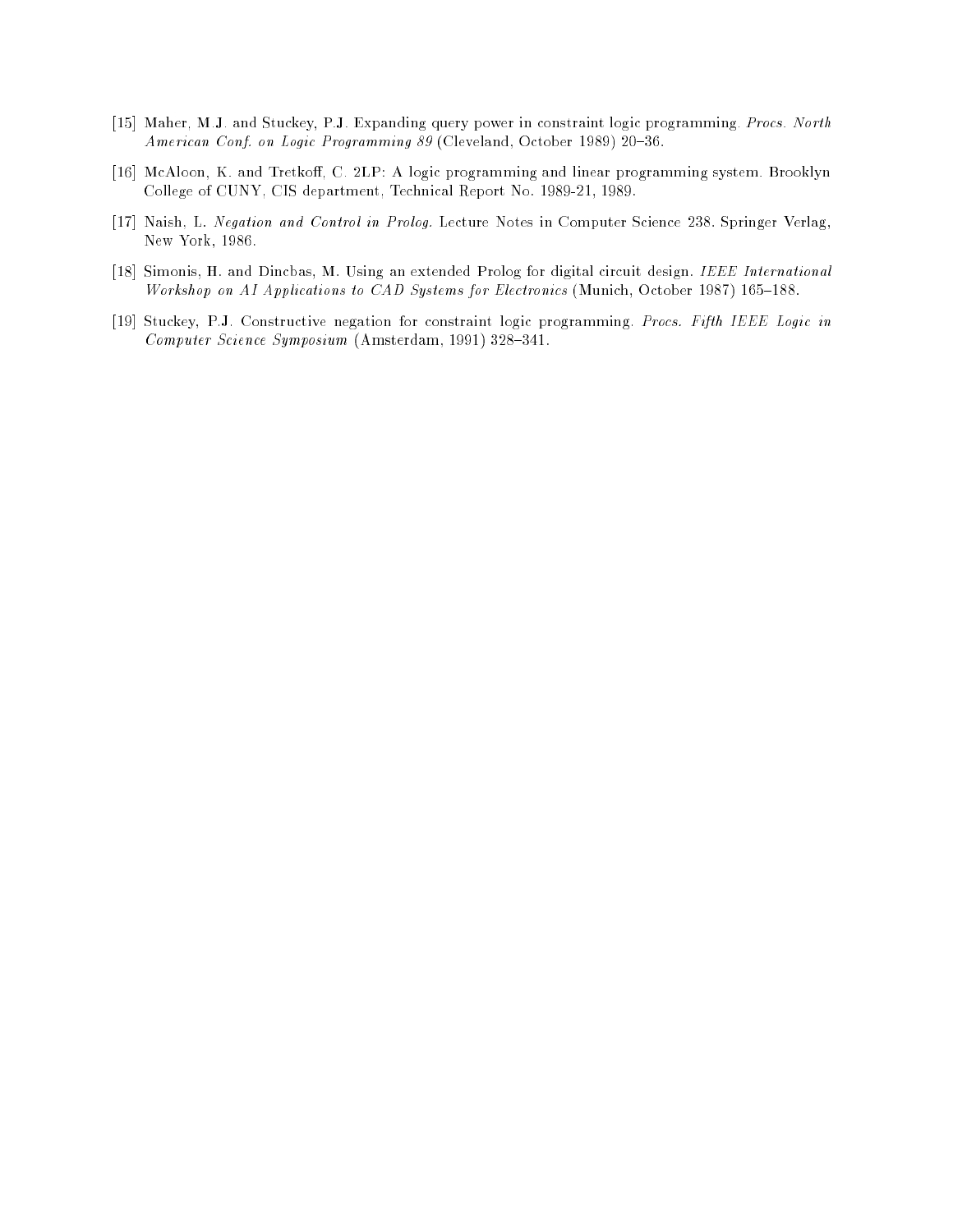[15] Maher, M.J. and Stuckey, P.J. Expanding query power in constraint logic programming. *Procs. North American Conf. on Logic Programming 89* (Cleveland, October 1989) 20–36.

[16] McAloon, K. and Tretkoff, C. 2LP: A logic programming and linear programming system. Brooklyn College of CUNY, CIS department, Technical Report No. 1989-21, 1989.

[17] Naish, L. *Negation and Control in Prolog.* Lecture Notes in Computer Science 238. Springer Verlag, New York, 1986.

[18] Simonis, H. and Dincbas, M. Using an extended Prolog for digital circuit design. *IEEE International Workshop on AI Applications to CAD Systems for Electronics* (Munich, October 1987) 165–188.

[19] Stuckey, P.J. Constructive negation for constraint logic programming. *Procs. Fifth IEEE Logic in Computer Science Symposium* (Amsterdam, 1991) 328–341.